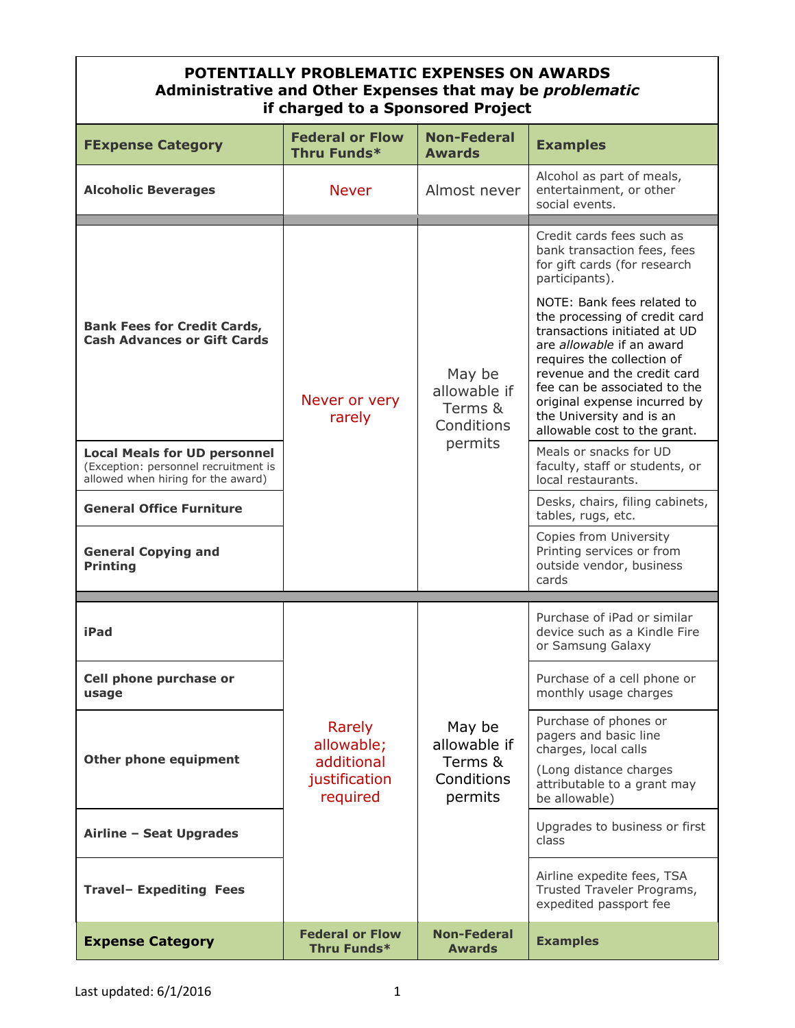# POTENTIALLY PROBLEMATIC EXPENSES ON AWARDS
## Administrative and Other Expenses that may be *problematic* if charged to a Sponsored Project

| FExpense Category | Federal or Flow Thru Funds* | Non-Federal Awards | Examples |
|---|---|---|---|
| **Alcoholic Beverages** | Never | Almost never | Alcohol as part of meals, entertainment, or other social events. |
| **Bank Fees for Credit Cards, Cash Advances or Gift Cards** | Never or very rarely | May be allowable if Terms & Conditions permits | Credit cards fees such as bank transaction fees, fees for gift cards (for research participants). NOTE: Bank fees related to the processing of credit card transactions initiated at UD are *allowable* if an award requires the collection of revenue and the credit card fee can be associated to the original expense incurred by the University and is an allowable cost to the grant. |
| **Local Meals for UD personnel** (Exception: personnel recruitment is allowed when hiring for the award) | | | Meals or snacks for UD faculty, staff or students, or local restaurants. |
| **General Office Furniture** | | | Desks, chairs, filing cabinets, tables, rugs, etc. |
| **General Copying and Printing** | | | Copies from University Printing services or from outside vendor, business cards |
| **iPad** | Rarely allowable; additional justification required | May be allowable if Terms & Conditions permits | Purchase of iPad or similar device such as a Kindle Fire or Samsung Galaxy |
| **Cell phone purchase or usage** | | | Purchase of a cell phone or monthly usage charges |
| **Other phone equipment** | | | Purchase of phones or pagers and basic line charges, local calls (Long distance charges attributable to a grant may be allowable) |
| **Airline – Seat Upgrades** | | | Upgrades to business or first class |
| **Travel– Expediting Fees** | | | Airline expedite fees, TSA Trusted Traveler Programs, expedited passport fee |
| **Expense Category** | **Federal or Flow Thru Funds*** | **Non-Federal Awards** | **Examples** |

Last updated: 6/1/2016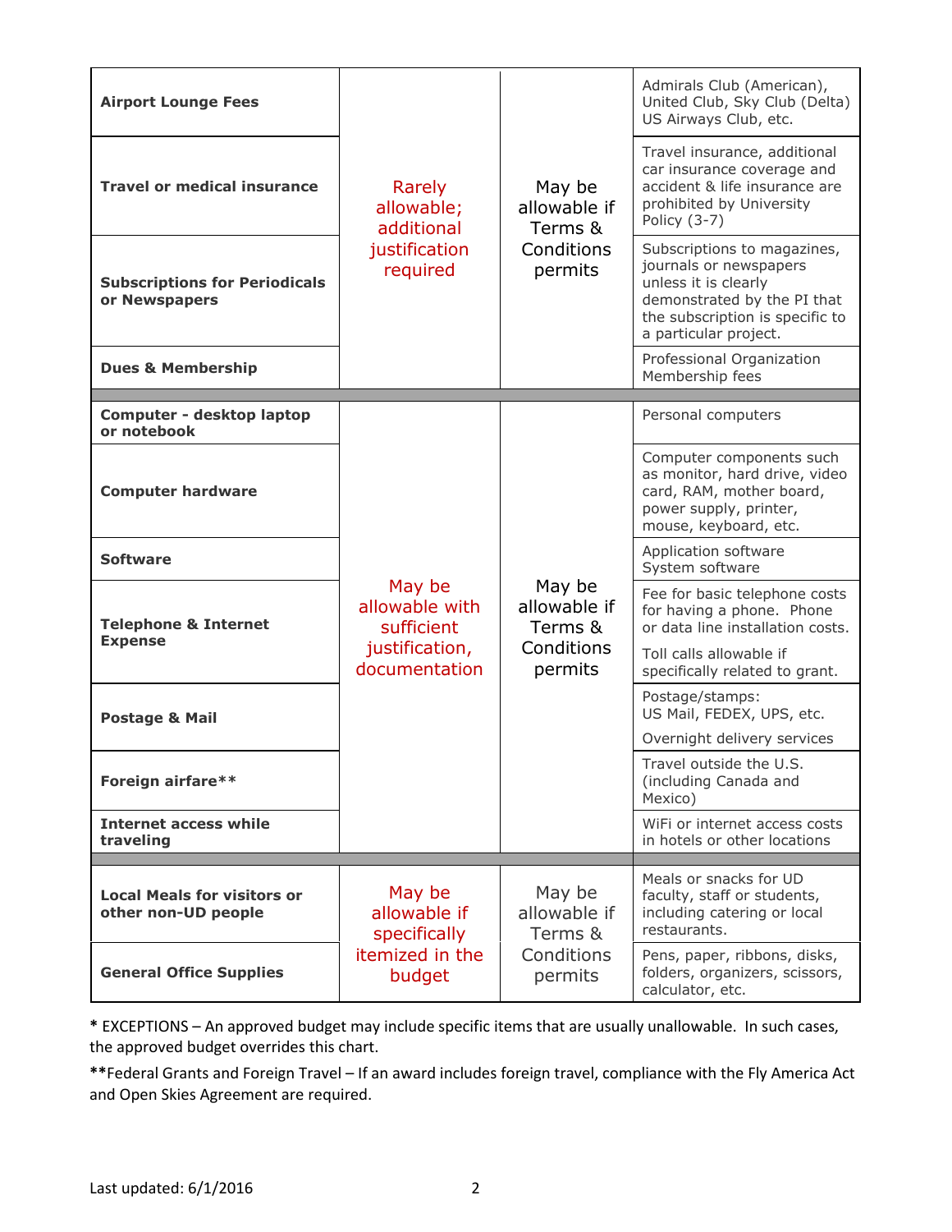| | | | |
|---|---|---|---|
| **Airport Lounge Fees** | Rarely allowable; additional justification required | May be allowable if Terms & Conditions permits | Admirals Club (American), United Club, Sky Club (Delta) US Airways Club, etc. |
| **Travel or medical insurance** | | | Travel insurance, additional car insurance coverage and accident & life insurance are prohibited by University Policy (3-7) |
| **Subscriptions for Periodicals or Newspapers** | | | Subscriptions to magazines, journals or newspapers unless it is clearly demonstrated by the PI that the subscription is specific to a particular project. |
| **Dues & Membership** | | | Professional Organization Membership fees |
| **Computer - desktop laptop or notebook** | May be allowable with sufficient justification, documentation | May be allowable if Terms & Conditions permits | Personal computers |
| **Computer hardware** | | | Computer components such as monitor, hard drive, video card, RAM, mother board, power supply, printer, mouse, keyboard, etc. |
| **Software** | | | Application software System software |
| **Telephone & Internet Expense** | | | Fee for basic telephone costs for having a phone. Phone or data line installation costs. Toll calls allowable if specifically related to grant. |
| **Postage & Mail** | | | Postage/stamps: US Mail, FEDEX, UPS, etc. Overnight delivery services |
| **Foreign airfare**** | | | Travel outside the U.S. (including Canada and Mexico) |
| **Internet access while traveling** | | | WiFi or internet access costs in hotels or other locations |
| **Local Meals for visitors or other non-UD people** | May be allowable if specifically itemized in the budget | May be allowable if Terms & Conditions permits | Meals or snacks for UD faculty, staff or students, including catering or local restaurants. |
| **General Office Supplies** | | | Pens, paper, ribbons, disks, folders, organizers, scissors, calculator, etc. |

**\*** EXCEPTIONS – An approved budget may include specific items that are usually unallowable. In such cases, the approved budget overrides this chart.

**\*\***Federal Grants and Foreign Travel – If an award includes foreign travel, compliance with the Fly America Act and Open Skies Agreement are required.

Last updated: 6/1/2016